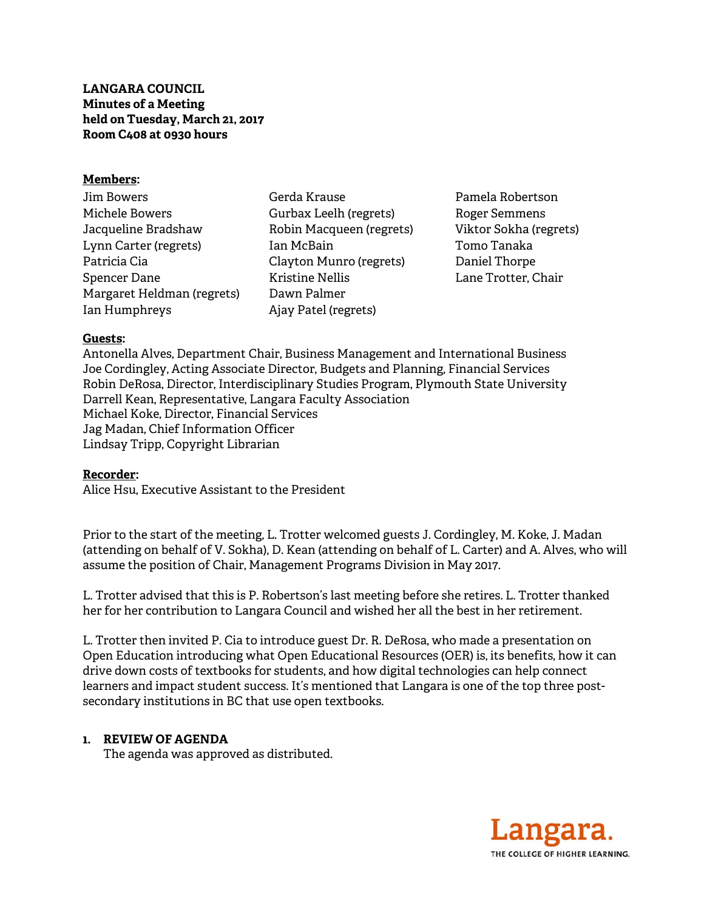**LANGARA COUNCIL**
**Minutes of a Meeting**
**held on Tuesday, March 21, 2017**
**Room C408 at 0930 hours**

**Members:**

Jim Bowers
Michele Bowers
Jacqueline Bradshaw
Lynn Carter (regrets)
Patricia Cia
Spencer Dane
Margaret Heldman (regrets)
Ian Humphreys
Gerda Krause
Gurbax Leelh (regrets)
Robin Macqueen (regrets)
Ian McBain
Clayton Munro (regrets)
Kristine Nellis
Dawn Palmer
Ajay Patel (regrets)
Pamela Robertson
Roger Semmens
Viktor Sokha (regrets)
Tomo Tanaka
Daniel Thorpe
Lane Trotter, Chair

**Guests:**

Antonella Alves, Department Chair, Business Management and International Business
Joe Cordingley, Acting Associate Director, Budgets and Planning, Financial Services
Robin DeRosa, Director, Interdisciplinary Studies Program, Plymouth State University
Darrell Kean, Representative, Langara Faculty Association
Michael Koke, Director, Financial Services
Jag Madan, Chief Information Officer
Lindsay Tripp, Copyright Librarian

**Recorder:**

Alice Hsu, Executive Assistant to the President

Prior to the start of the meeting, L. Trotter welcomed guests J. Cordingley, M. Koke, J. Madan (attending on behalf of V. Sokha), D. Kean (attending on behalf of L. Carter) and A. Alves, who will assume the position of Chair, Management Programs Division in May 2017.

L. Trotter advised that this is P. Robertson's last meeting before she retires. L. Trotter thanked her for her contribution to Langara Council and wished her all the best in her retirement.

L. Trotter then invited P. Cia to introduce guest Dr. R. DeRosa, who made a presentation on Open Education introducing what Open Educational Resources (OER) is, its benefits, how it can drive down costs of textbooks for students, and how digital technologies can help connect learners and impact student success. It's mentioned that Langara is one of the top three post-secondary institutions in BC that use open textbooks.

1. **REVIEW OF AGENDA**
   The agenda was approved as distributed.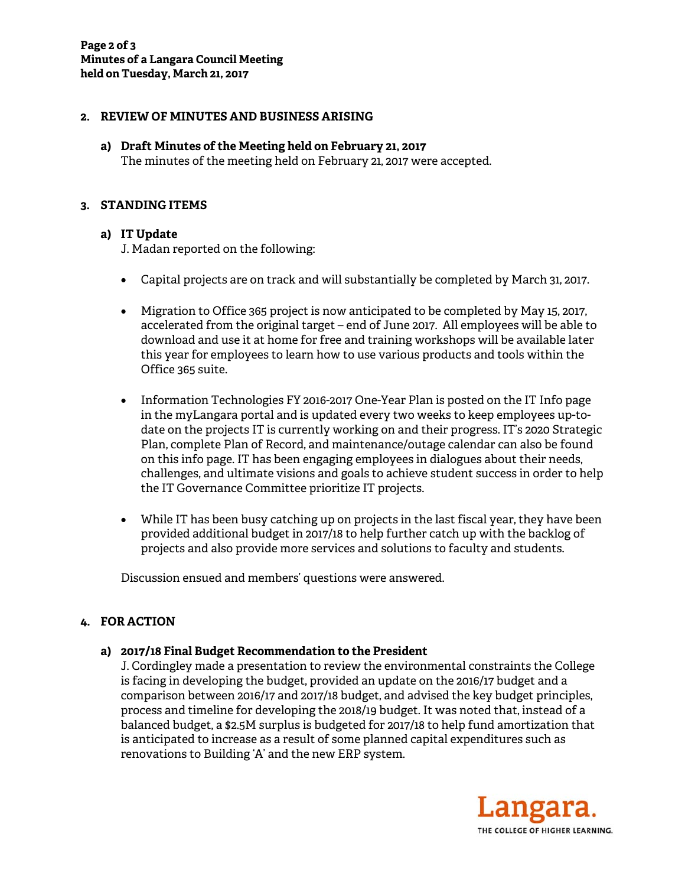## 2. REVIEW OF MINUTES AND BUSINESS ARISING

### a) Draft Minutes of the Meeting held on February 21, 2017

The minutes of the meeting held on February 21, 2017 were accepted.

## 3. STANDING ITEMS

### a) IT Update

J. Madan reported on the following:

- Capital projects are on track and will substantially be completed by March 31, 2017.
- Migration to Office 365 project is now anticipated to be completed by May 15, 2017, accelerated from the original target – end of June 2017. All employees will be able to download and use it at home for free and training workshops will be available later this year for employees to learn how to use various products and tools within the Office 365 suite.
- Information Technologies FY 2016-2017 One-Year Plan is posted on the IT Info page in the myLangara portal and is updated every two weeks to keep employees up-to-date on the projects IT is currently working on and their progress. IT's 2020 Strategic Plan, complete Plan of Record, and maintenance/outage calendar can also be found on this info page. IT has been engaging employees in dialogues about their needs, challenges, and ultimate visions and goals to achieve student success in order to help the IT Governance Committee prioritize IT projects.
- While IT has been busy catching up on projects in the last fiscal year, they have been provided additional budget in 2017/18 to help further catch up with the backlog of projects and also provide more services and solutions to faculty and students.

Discussion ensued and members' questions were answered.

## 4. FOR ACTION

### a) 2017/18 Final Budget Recommendation to the President

J. Cordingley made a presentation to review the environmental constraints the College is facing in developing the budget, provided an update on the 2016/17 budget and a comparison between 2016/17 and 2017/18 budget, and advised the key budget principles, process and timeline for developing the 2018/19 budget. It was noted that, instead of a balanced budget, a $2.5M surplus is budgeted for 2017/18 to help fund amortization that is anticipated to increase as a result of some planned capital expenditures such as renovations to Building 'A' and the new ERP system.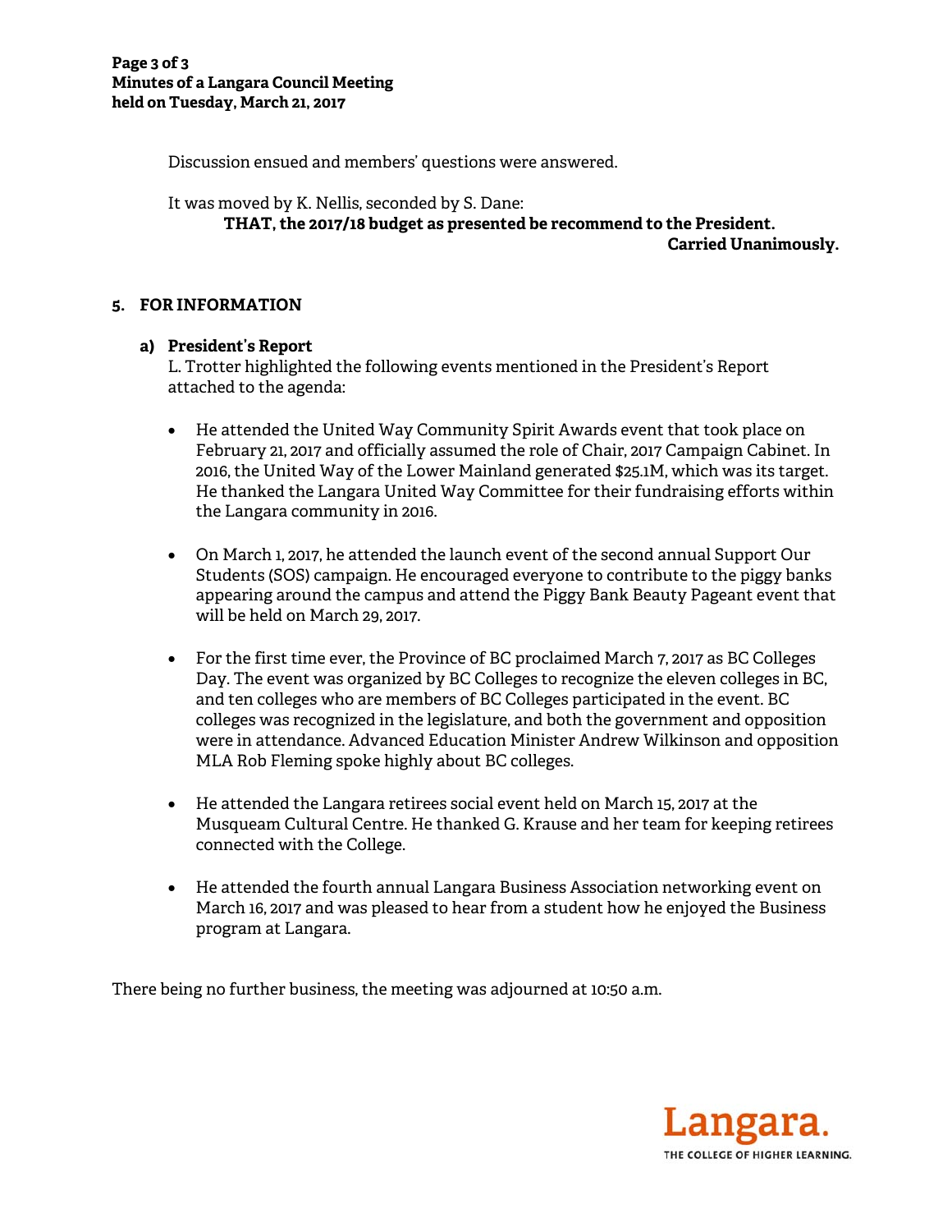Discussion ensued and members' questions were answered.

It was moved by K. Nellis, seconded by S. Dane:

**THAT, the 2017/18 budget as presented be recommend to the President.**

**Carried Unanimously.**

## 5. FOR INFORMATION

### a) President's Report

L. Trotter highlighted the following events mentioned in the President's Report attached to the agenda:

- He attended the United Way Community Spirit Awards event that took place on February 21, 2017 and officially assumed the role of Chair, 2017 Campaign Cabinet. In 2016, the United Way of the Lower Mainland generated $25.1M, which was its target. He thanked the Langara United Way Committee for their fundraising efforts within the Langara community in 2016.

- On March 1, 2017, he attended the launch event of the second annual Support Our Students (SOS) campaign. He encouraged everyone to contribute to the piggy banks appearing around the campus and attend the Piggy Bank Beauty Pageant event that will be held on March 29, 2017.

- For the first time ever, the Province of BC proclaimed March 7, 2017 as BC Colleges Day. The event was organized by BC Colleges to recognize the eleven colleges in BC, and ten colleges who are members of BC Colleges participated in the event. BC colleges was recognized in the legislature, and both the government and opposition were in attendance. Advanced Education Minister Andrew Wilkinson and opposition MLA Rob Fleming spoke highly about BC colleges.

- He attended the Langara retirees social event held on March 15, 2017 at the Musqueam Cultural Centre. He thanked G. Krause and her team for keeping retirees connected with the College.

- He attended the fourth annual Langara Business Association networking event on March 16, 2017 and was pleased to hear from a student how he enjoyed the Business program at Langara.

There being no further business, the meeting was adjourned at 10:50 a.m.